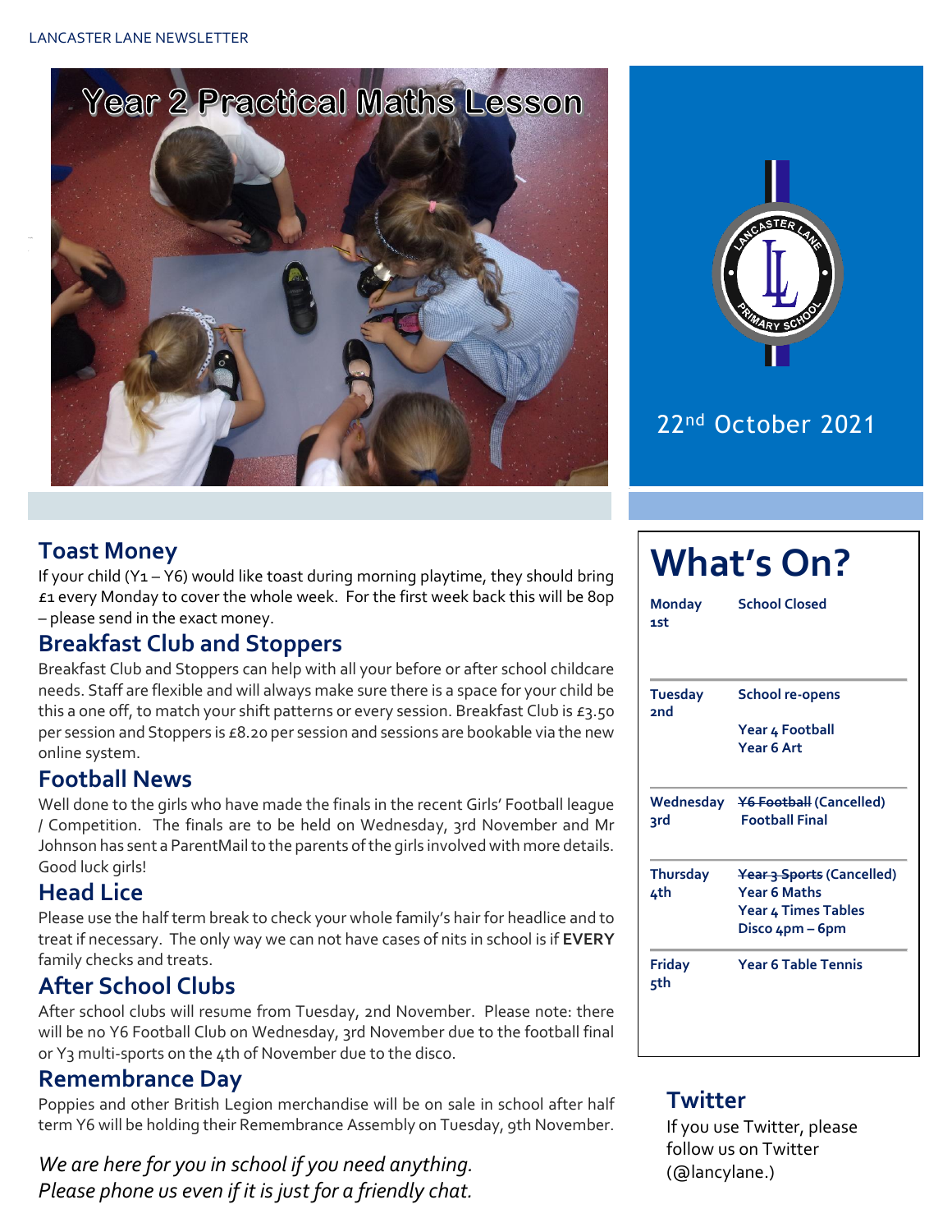# Year 2 Practical Maths Lesson

22nd October 2021

## Toast Money

If your child (Y1 – Y6) would like toast during morning playtime, they should bring £1 every Monday to cover the whole week. For the first week back this will be 80p – please send in the exact money.

## Breakfast Club and Stoppers

Breakfast Club and Stoppers can help with all your before or after school childcare needs. Staff are flexible and will always make sure there is a space for your child be this a one off, to match your shift patterns or every session. Breakfast Club is £3.50 per session and Stoppers is £8.20 per session and sessions are bookable via the new online system.

## Football News

Well done to the girls who have made the finals in the recent Girls' Football league / Competition. The finals are to be held on Wednesday, 3rd November and Mr Johnson has sent a ParentMail to the parents of the girls involved with more details. Good luck girls!

## Head Lice

Please use the half term break to check your whole family's hair for headlice and to treat if necessary. The only way we can not have cases of nits in school is if **EVERY** family checks and treats.

## After School Clubs

After school clubs will resume from Tuesday, 2nd November. Please note: there will be no Y6 Football Club on Wednesday, 3rd November due to the football final or Y3 multi-sports on the 4th of November due to the disco.

## Remembrance Day

Poppies and other British Legion merchandise will be on sale in school after half term Y6 will be holding their Remembrance Assembly on Tuesday, 9th November.

*We are here for you in school if you need anything. Please phone us even if it is just for a friendly chat.*

# What's On?

| Day | Event |
|---|---|
| **Monday 1st** | **School Closed** |
| **Tuesday 2nd** | **School re-opens**<br>**Year 4 Football**<br>**Year 6 Art** |
| **Wednesday 3rd** | ~~**Y6 Football**~~ **(Cancelled)**<br>**Football Final** |
| **Thursday 4th** | ~~**Year 3 Sports**~~ **(Cancelled)**<br>**Year 6 Maths**<br>**Year 4 Times Tables**<br>**Disco 4pm – 6pm** |
| **Friday 5th** | **Year 6 Table Tennis** |

## Twitter

If you use Twitter, please follow us on Twitter (@lancylane.)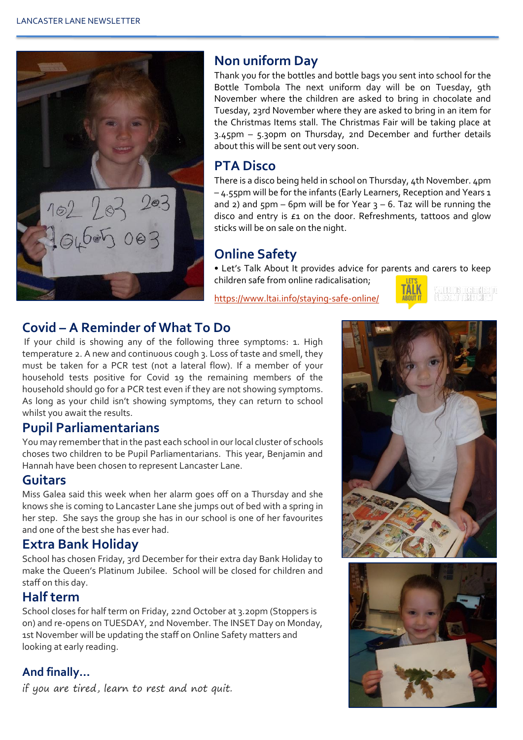## Non uniform Day

Thank you for the bottles and bottle bags you sent into school for the Bottle Tombola The next uniform day will be on Tuesday, 9th November where the children are asked to bring in chocolate and Tuesday, 23rd November where they are asked to bring in an item for the Christmas Items stall. The Christmas Fair will be taking place at 3.45pm – 5.30pm on Thursday, 2nd December and further details about this will be sent out very soon.

## PTA Disco

There is a disco being held in school on Thursday, 4th November. 4pm – 4.55pm will be for the infants (Early Learners, Reception and Years 1 and 2) and 5pm – 6pm will be for Year 3 – 6. Taz will be running the disco and entry is £1 on the door. Refreshments, tattoos and glow sticks will be on sale on the night.

## Online Safety

- Let's Talk About It provides advice for parents and carers to keep children safe from online radicalisation;

https://www.ltai.info/staying-safe-online/

## Covid – A Reminder of What To Do

If your child is showing any of the following three symptoms: 1. High temperature 2. A new and continuous cough 3. Loss of taste and smell, they must be taken for a PCR test (not a lateral flow). If a member of your household tests positive for Covid 19 the remaining members of the household should go for a PCR test even if they are not showing symptoms. As long as your child isn't showing symptoms, they can return to school whilst you await the results.

## Pupil Parliamentarians

You may remember that in the past each school in our local cluster of schools choses two children to be Pupil Parliamentarians. This year, Benjamin and Hannah have been chosen to represent Lancaster Lane.

## Guitars

Miss Galea said this week when her alarm goes off on a Thursday and she knows she is coming to Lancaster Lane she jumps out of bed with a spring in her step. She says the group she has in our school is one of her favourites and one of the best she has ever had.

## Extra Bank Holiday

School has chosen Friday, 3rd December for their extra day Bank Holiday to make the Queen's Platinum Jubilee. School will be closed for children and staff on this day.

## Half term

School closes for half term on Friday, 22nd October at 3.20pm (Stoppers is on) and re-opens on TUESDAY, 2nd November. The INSET Day on Monday, 1st November will be updating the staff on Online Safety matters and looking at early reading.

## And finally…

*if you are tired, learn to rest and not quit.*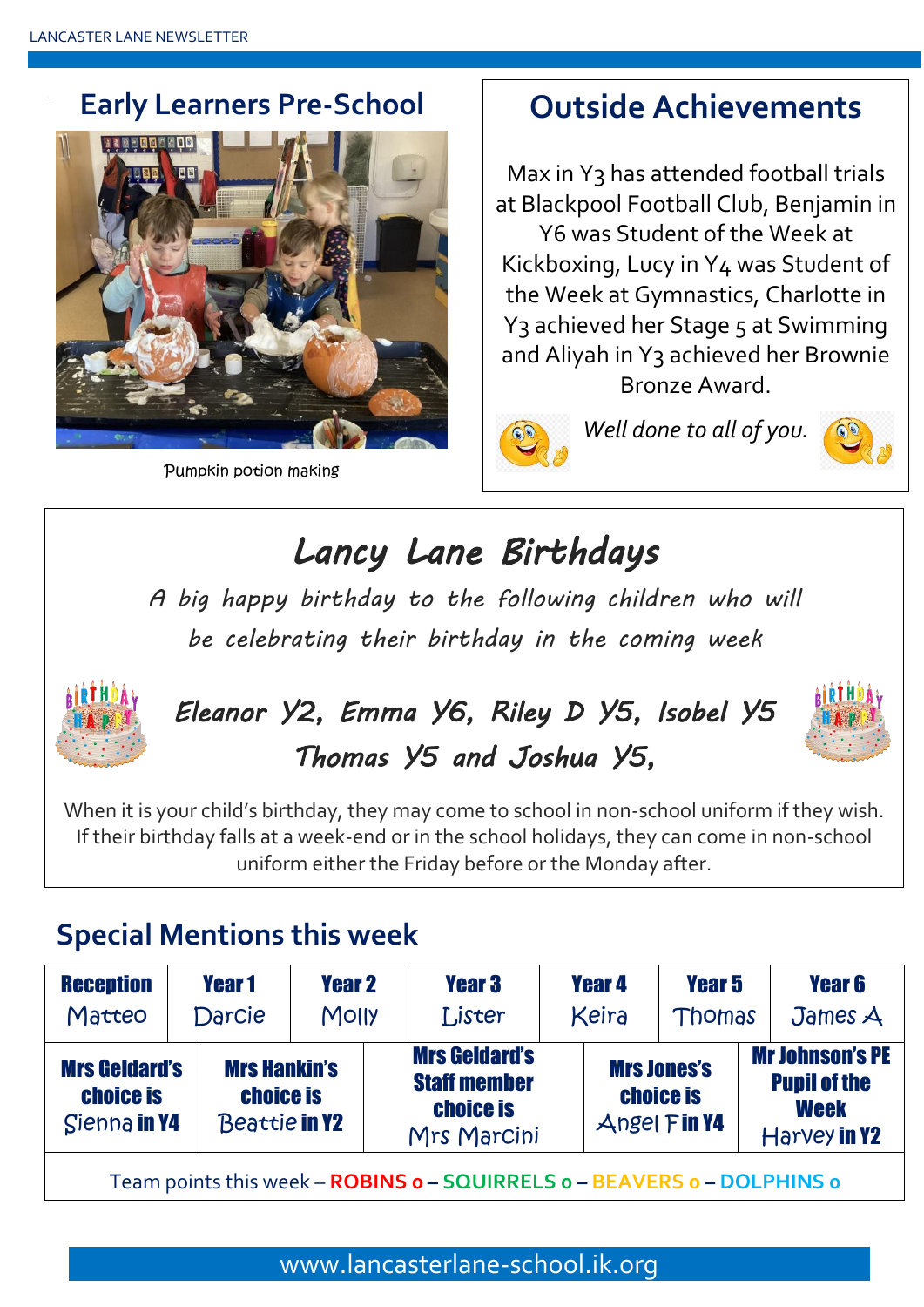## Early Learners Pre-School

Pumpkin potion making

## Outside Achievements

Max in Y3 has attended football trials at Blackpool Football Club, Benjamin in Y6 was Student of the Week at Kickboxing, Lucy in Y4 was Student of the Week at Gymnastics, Charlotte in Y3 achieved her Stage 5 at Swimming and Aliyah in Y3 achieved her Brownie Bronze Award.

*Well done to all of you.*

## *Lancy Lane Birthdays*

*A big happy birthday to the following children who will be celebrating their birthday in the coming week*

***Eleanor Y2, Emma Y6, Riley D Y5, Isobel Y5 Thomas Y5 and Joshua Y5,***

When it is your child's birthday, they may come to school in non-school uniform if they wish. If their birthday falls at a week-end or in the school holidays, they can come in non-school uniform either the Friday before or the Monday after.

## Special Mentions this week

| **Reception** | **Year 1** | **Year 2** | **Year 3** | **Year 4** | **Year 5** | **Year 6** |
|---|---|---|---|---|---|---|
| Matteo | Darcie | Molly | Lister | Keira | Thomas | James A |

| | | | | |
|---|---|---|---|---|
| **Mrs Geldard's choice is** Sienna **in Y4** | **Mrs Hankin's choice is** Beattie **in Y2** | **Mrs Geldard's Staff member choice is** Mrs Marcini | **Mrs Jones's choice is** Angel F **in Y4** | **Mr Johnson's PE Pupil of the Week** Harvey **in Y2** |

Team points this week – **ROBINS 0** – **SQUIRRELS 0** – **BEAVERS 0** – **DOLPHINS 0**

www.lancasterlane-school.ik.org